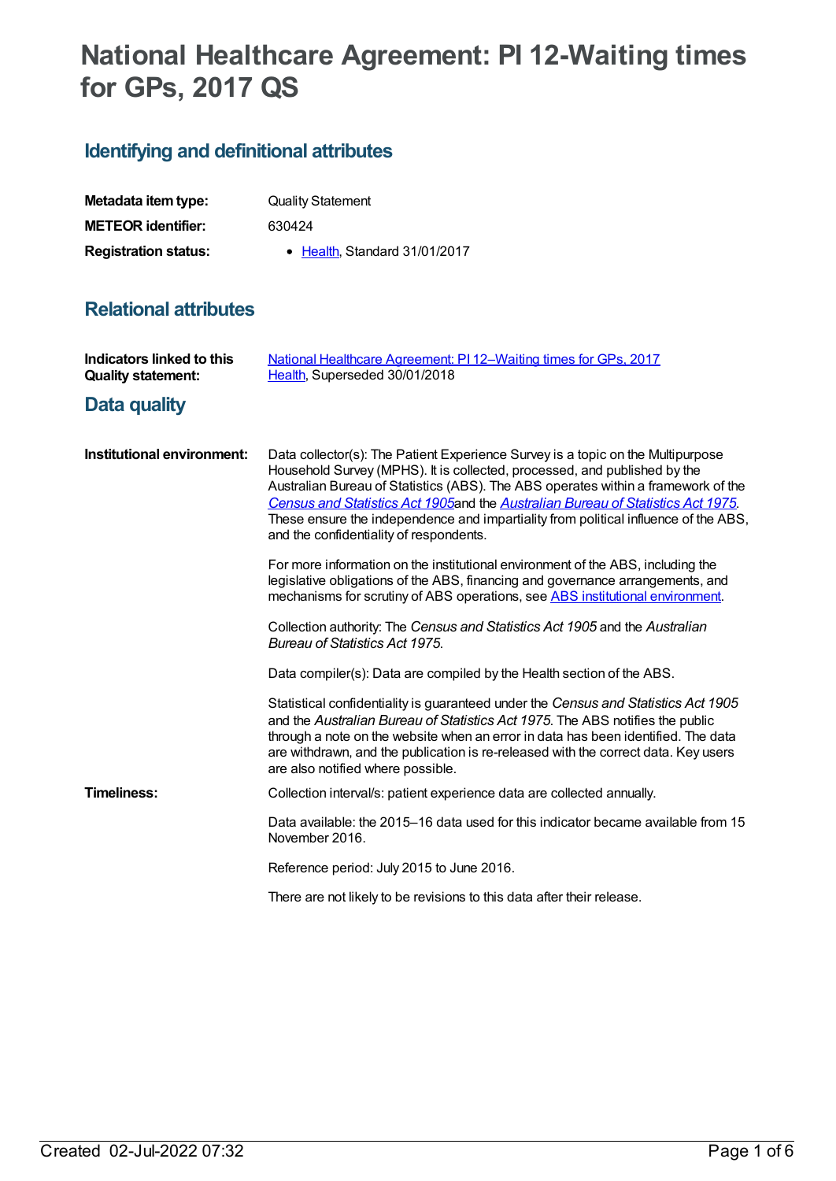# National Healthcare Agreement: PI 12-Waiting times for GPs, 2017 QS

## Identifying and definitional attributes

| | |
|---|---|
| **Metadata item type:** | Quality Statement |
| **METEOR identifier:** | 630424 |
| **Registration status:** | • Health, Standard 31/01/2017 |

## Relational attributes

| | |
|---|---|
| **Indicators linked to this Quality statement:** | National Healthcare Agreement: PI 12–Waiting times for GPs, 2017<br>Health, Superseded 30/01/2018 |

## Data quality

**Institutional environment:**

Data collector(s): The Patient Experience Survey is a topic on the Multipurpose Household Survey (MPHS). It is collected, processed, and published by the Australian Bureau of Statistics (ABS). The ABS operates within a framework of the *Census and Statistics Act 1905* and the *Australian Bureau of Statistics Act 1975*. These ensure the independence and impartiality from political influence of the ABS, and the confidentiality of respondents.

For more information on the institutional environment of the ABS, including the legislative obligations of the ABS, financing and governance arrangements, and mechanisms for scrutiny of ABS operations, see ABS institutional environment.

Collection authority: The *Census and Statistics Act 1905* and the *Australian Bureau of Statistics Act 1975.*

Data compiler(s): Data are compiled by the Health section of the ABS.

Statistical confidentiality is guaranteed under the *Census and Statistics Act 1905* and the *Australian Bureau of Statistics Act 1975.* The ABS notifies the public through a note on the website when an error in data has been identified. The data are withdrawn, and the publication is re-released with the correct data. Key users are also notified where possible.

**Timeliness:**

Collection interval/s: patient experience data are collected annually.

Data available: the 2015–16 data used for this indicator became available from 15 November 2016.

Reference period: July 2015 to June 2016.

There are not likely to be revisions to this data after their release.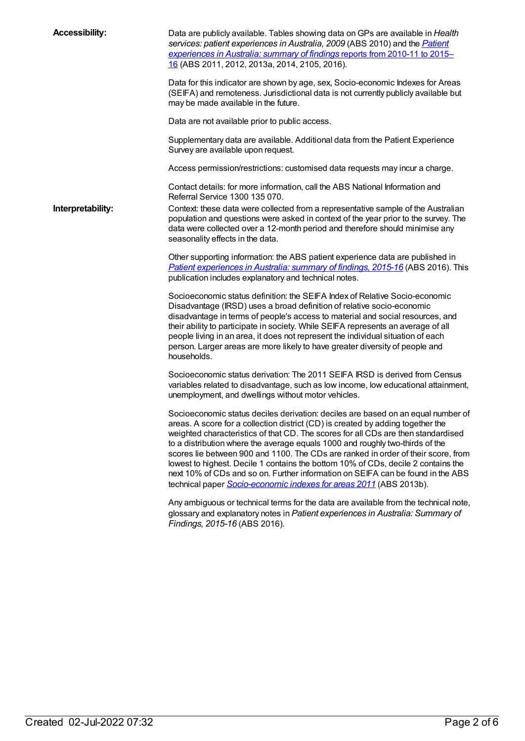**Accessibility:**

Data are publicly available. Tables showing data on GPs are available in *Health services: patient experiences in Australia, 2009* (ABS 2010) and the *Patient experiences in Australia: summary of findings* reports from 2010-11 to 2015–16 (ABS 2011, 2012, 2013a, 2014, 2105, 2016).

Data for this indicator are shown by age, sex, Socio-economic Indexes for Areas (SEIFA) and remoteness. Jurisdictional data is not currently publicly available but may be made available in the future.

Data are not available prior to public access.

Supplementary data are available. Additional data from the Patient Experience Survey are available upon request.

Access permission/restrictions: customised data requests may incur a charge.

Contact details: for more information, call the ABS National Information and Referral Service 1300 135 070.

**Interpretability:**

Context: these data were collected from a representative sample of the Australian population and questions were asked in context of the year prior to the survey. The data were collected over a 12-month period and therefore should minimise any seasonality effects in the data.

Other supporting information: the ABS patient experience data are published in *Patient experiences in Australia: summary of findings, 2015-16* (ABS 2016). This publication includes explanatory and technical notes.

Socioeconomic status definition: the SEIFA Index of Relative Socio-economic Disadvantage (IRSD) uses a broad definition of relative socio-economic disadvantage in terms of people's access to material and social resources, and their ability to participate in society. While SEIFA represents an average of all people living in an area, it does not represent the individual situation of each person. Larger areas are more likely to have greater diversity of people and households.

Socioeconomic status derivation: The 2011 SEIFA IRSD is derived from Census variables related to disadvantage, such as low income, low educational attainment, unemployment, and dwellings without motor vehicles.

Socioeconomic status deciles derivation: deciles are based on an equal number of areas. A score for a collection district (CD) is created by adding together the weighted characteristics of that CD. The scores for all CDs are then standardised to a distribution where the average equals 1000 and roughly two-thirds of the scores lie between 900 and 1100. The CDs are ranked in order of their score, from lowest to highest. Decile 1 contains the bottom 10% of CDs, decile 2 contains the next 10% of CDs and so on. Further information on SEIFA can be found in the ABS technical paper *Socio-economic indexes for areas 2011* (ABS 2013b).

Any ambiguous or technical terms for the data are available from the technical note, glossary and explanatory notes in *Patient experiences in Australia: Summary of Findings, 2015-16* (ABS 2016).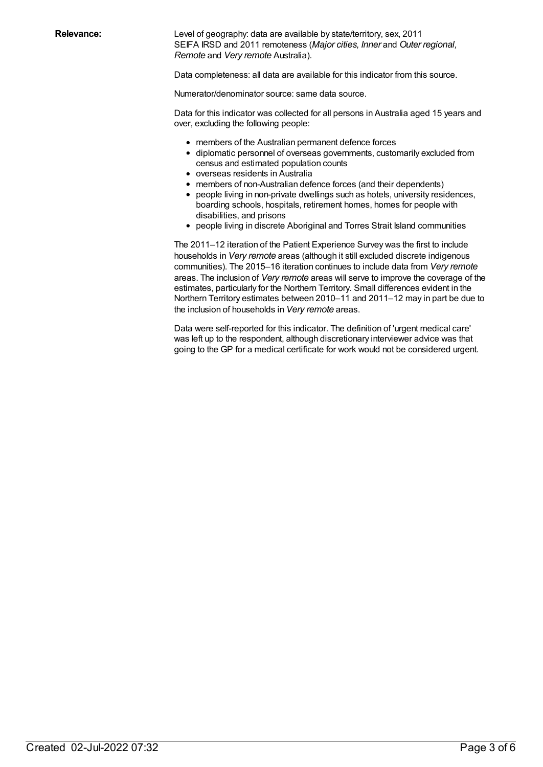**Relevance:**

Level of geography: data are available by state/territory, sex, 2011 SEIFA IRSD and 2011 remoteness (*Major cities, Inner* and *Outer regional, Remote* and *Very remote* Australia).

Data completeness: all data are available for this indicator from this source.

Numerator/denominator source: same data source.

Data for this indicator was collected for all persons in Australia aged 15 years and over, excluding the following people:

- members of the Australian permanent defence forces
- diplomatic personnel of overseas governments, customarily excluded from census and estimated population counts
- overseas residents in Australia
- members of non-Australian defence forces (and their dependents)
- people living in non-private dwellings such as hotels, university residences, boarding schools, hospitals, retirement homes, homes for people with disabilities, and prisons
- people living in discrete Aboriginal and Torres Strait Island communities

The 2011–12 iteration of the Patient Experience Survey was the first to include households in *Very remote* areas (although it still excluded discrete indigenous communities). The 2015–16 iteration continues to include data from *Very remote* areas. The inclusion of *Very remote* areas will serve to improve the coverage of the estimates, particularly for the Northern Territory. Small differences evident in the Northern Territory estimates between 2010–11 and 2011–12 may in part be due to the inclusion of households in *Very remote* areas.

Data were self-reported for this indicator. The definition of 'urgent medical care' was left up to the respondent, although discretionary interviewer advice was that going to the GP for a medical certificate for work would not be considered urgent.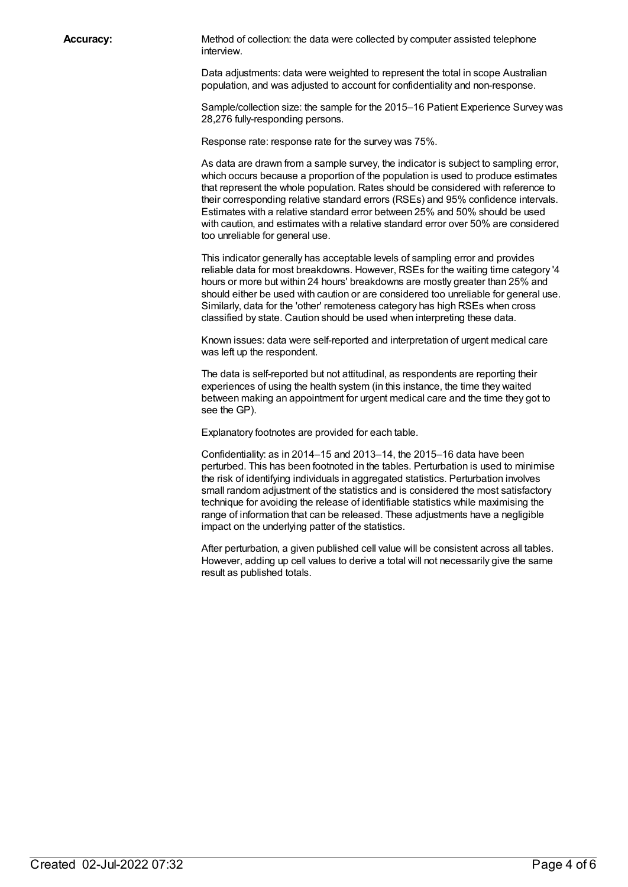**Accuracy:**

Method of collection: the data were collected by computer assisted telephone interview.

Data adjustments: data were weighted to represent the total in scope Australian population, and was adjusted to account for confidentiality and non-response.

Sample/collection size: the sample for the 2015–16 Patient Experience Survey was 28,276 fully-responding persons.

Response rate: response rate for the survey was 75%.

As data are drawn from a sample survey, the indicator is subject to sampling error, which occurs because a proportion of the population is used to produce estimates that represent the whole population. Rates should be considered with reference to their corresponding relative standard errors (RSEs) and 95% confidence intervals. Estimates with a relative standard error between 25% and 50% should be used with caution, and estimates with a relative standard error over 50% are considered too unreliable for general use.

This indicator generally has acceptable levels of sampling error and provides reliable data for most breakdowns. However, RSEs for the waiting time category '4 hours or more but within 24 hours' breakdowns are mostly greater than 25% and should either be used with caution or are considered too unreliable for general use. Similarly, data for the 'other' remoteness category has high RSEs when cross classified by state. Caution should be used when interpreting these data.

Known issues: data were self-reported and interpretation of urgent medical care was left up the respondent.

The data is self-reported but not attitudinal, as respondents are reporting their experiences of using the health system (in this instance, the time they waited between making an appointment for urgent medical care and the time they got to see the GP).

Explanatory footnotes are provided for each table.

Confidentiality: as in 2014–15 and 2013–14, the 2015–16 data have been perturbed. This has been footnoted in the tables. Perturbation is used to minimise the risk of identifying individuals in aggregated statistics. Perturbation involves small random adjustment of the statistics and is considered the most satisfactory technique for avoiding the release of identifiable statistics while maximising the range of information that can be released. These adjustments have a negligible impact on the underlying patter of the statistics.

After perturbation, a given published cell value will be consistent across all tables. However, adding up cell values to derive a total will not necessarily give the same result as published totals.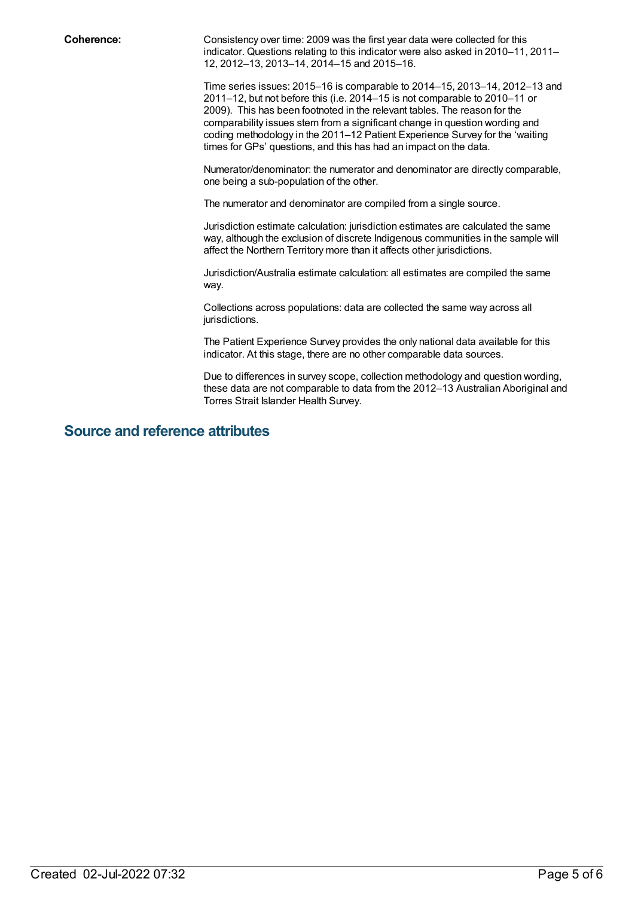**Coherence:**

Consistency over time: 2009 was the first year data were collected for this indicator. Questions relating to this indicator were also asked in 2010–11, 2011–12, 2012–13, 2013–14, 2014–15 and 2015–16.

Time series issues: 2015–16 is comparable to 2014–15, 2013–14, 2012–13 and 2011–12, but not before this (i.e. 2014–15 is not comparable to 2010–11 or 2009). This has been footnoted in the relevant tables. The reason for the comparability issues stem from a significant change in question wording and coding methodology in the 2011–12 Patient Experience Survey for the 'waiting times for GPs' questions, and this has had an impact on the data.

Numerator/denominator: the numerator and denominator are directly comparable, one being a sub-population of the other.

The numerator and denominator are compiled from a single source.

Jurisdiction estimate calculation: jurisdiction estimates are calculated the same way, although the exclusion of discrete Indigenous communities in the sample will affect the Northern Territory more than it affects other jurisdictions.

Jurisdiction/Australia estimate calculation: all estimates are compiled the same way.

Collections across populations: data are collected the same way across all jurisdictions.

The Patient Experience Survey provides the only national data available for this indicator. At this stage, there are no other comparable data sources.

Due to differences in survey scope, collection methodology and question wording, these data are not comparable to data from the 2012–13 Australian Aboriginal and Torres Strait Islander Health Survey.

## Source and reference attributes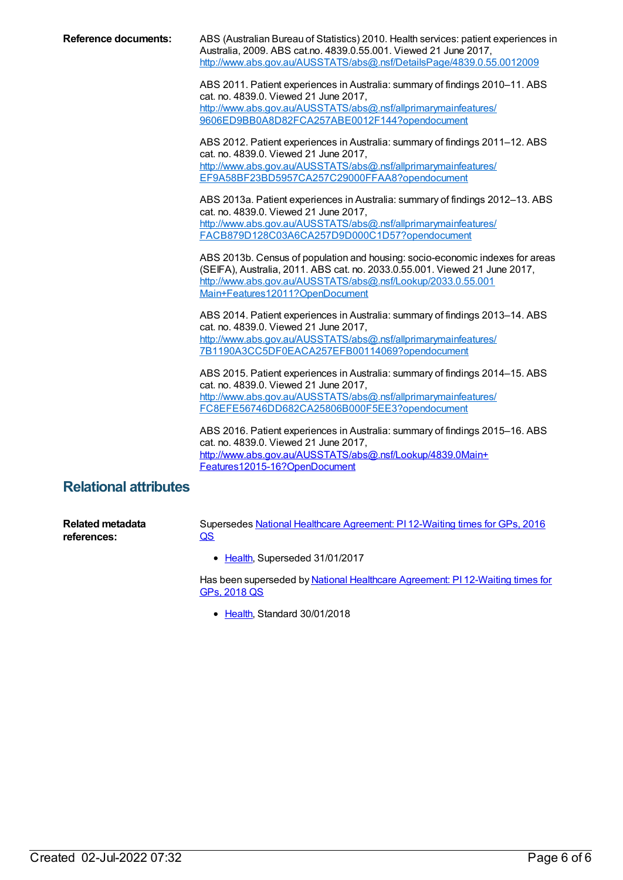**Reference documents:**

ABS (Australian Bureau of Statistics) 2010. Health services: patient experiences in Australia, 2009. ABS cat.no. 4839.0.55.001. Viewed 21 June 2017, http://www.abs.gov.au/AUSSTATS/abs@.nsf/DetailsPage/4839.0.55.0012009

ABS 2011. Patient experiences in Australia: summary of findings 2010–11. ABS cat. no. 4839.0. Viewed 21 June 2017, http://www.abs.gov.au/AUSSTATS/abs@.nsf/allprimarymainfeatures/9606ED9BB0A8D82FCA257ABE0012F144?opendocument

ABS 2012. Patient experiences in Australia: summary of findings 2011–12. ABS cat. no. 4839.0. Viewed 21 June 2017, http://www.abs.gov.au/AUSSTATS/abs@.nsf/allprimarymainfeatures/EF9A58BF23BD5957CA257C29000FFAA8?opendocument

ABS 2013a. Patient experiences in Australia: summary of findings 2012–13. ABS cat. no. 4839.0. Viewed 21 June 2017, http://www.abs.gov.au/AUSSTATS/abs@.nsf/allprimarymainfeatures/FACB879D128C03A6CA257D9D000C1D57?opendocument

ABS 2013b. Census of population and housing: socio-economic indexes for areas (SEIFA), Australia, 2011. ABS cat. no. 2033.0.55.001. Viewed 21 June 2017, http://www.abs.gov.au/AUSSTATS/abs@.nsf/Lookup/2033.0.55.001Main+Features12011?OpenDocument

ABS 2014. Patient experiences in Australia: summary of findings 2013–14. ABS cat. no. 4839.0. Viewed 21 June 2017, http://www.abs.gov.au/AUSSTATS/abs@.nsf/allprimarymainfeatures/7B1190A3CC5DF0EACA257EFB00114069?opendocument

ABS 2015. Patient experiences in Australia: summary of findings 2014–15. ABS cat. no. 4839.0. Viewed 21 June 2017, http://www.abs.gov.au/AUSSTATS/abs@.nsf/allprimarymainfeatures/FC8EFE56746DD682CA25806B000F5EE3?opendocument

ABS 2016. Patient experiences in Australia: summary of findings 2015–16. ABS cat. no. 4839.0. Viewed 21 June 2017, http://www.abs.gov.au/AUSSTATS/abs@.nsf/Lookup/4839.0Main+Features12015-16?OpenDocument

## Relational attributes

**Related metadata references:**

Supersedes National Healthcare Agreement: PI 12-Waiting times for GPs, 2016 QS

- Health, Superseded 31/01/2017

Has been superseded by National Healthcare Agreement: PI 12-Waiting times for GPs, 2018 QS

- Health, Standard 30/01/2018